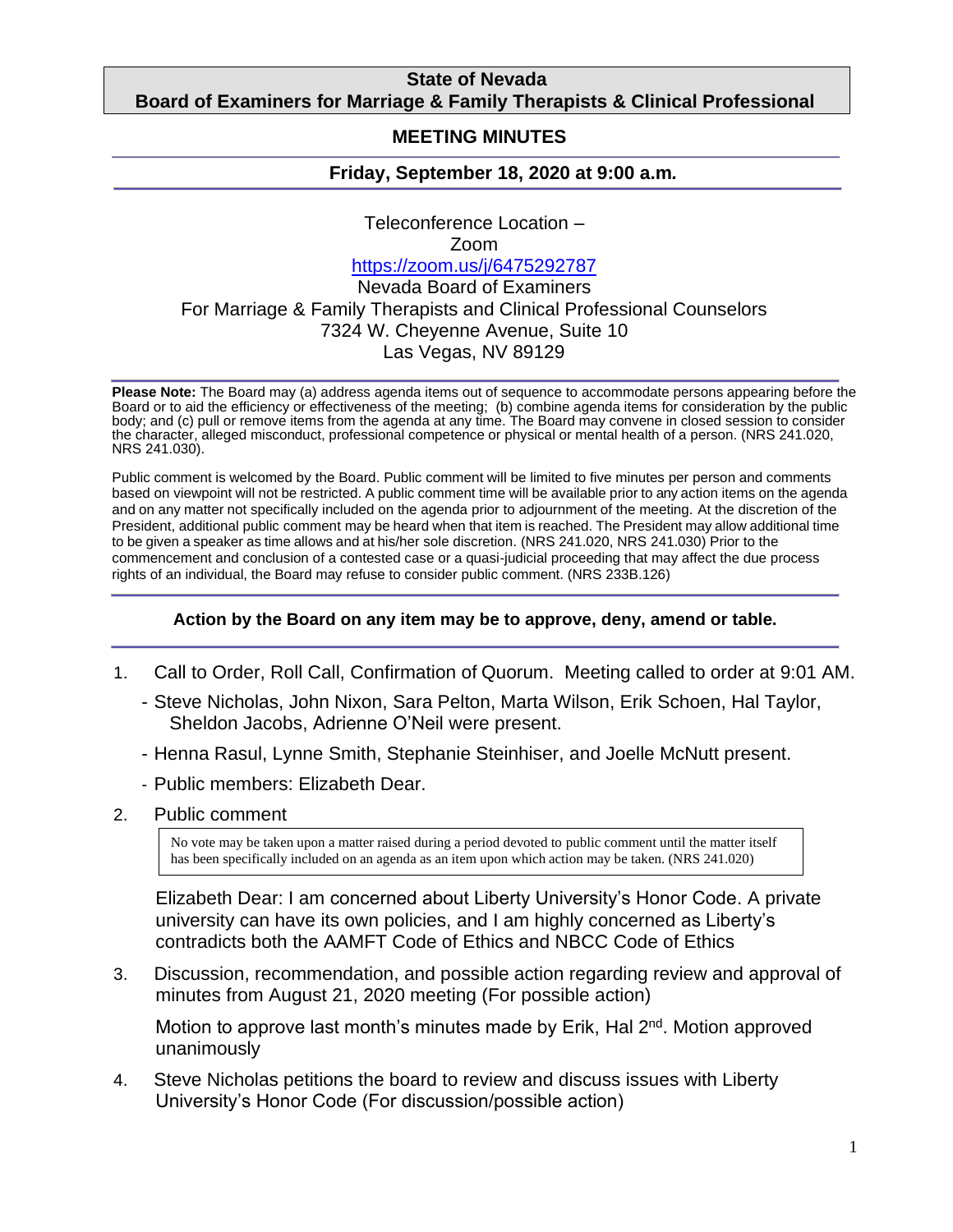**State of Nevada**
**Board of Examiners for Marriage & Family Therapists & Clinical Professional**

## MEETING MINUTES

**Friday, September 18, 2020 at 9:00 a.m.**

Teleconference Location –
Zoom
https://zoom.us/j/6475292787
Nevada Board of Examiners
For Marriage & Family Therapists and Clinical Professional Counselors
7324 W. Cheyenne Avenue, Suite 10
Las Vegas, NV 89129

**Please Note:** The Board may (a) address agenda items out of sequence to accommodate persons appearing before the Board or to aid the efficiency or effectiveness of the meeting; (b) combine agenda items for consideration by the public body; and (c) pull or remove items from the agenda at any time. The Board may convene in closed session to consider the character, alleged misconduct, professional competence or physical or mental health of a person. (NRS 241.020, NRS 241.030).

Public comment is welcomed by the Board. Public comment will be limited to five minutes per person and comments based on viewpoint will not be restricted. A public comment time will be available prior to any action items on the agenda and on any matter not specifically included on the agenda prior to adjournment of the meeting. At the discretion of the President, additional public comment may be heard when that item is reached. The President may allow additional time to be given a speaker as time allows and at his/her sole discretion. (NRS 241.020, NRS 241.030) Prior to the commencement and conclusion of a contested case or a quasi-judicial proceeding that may affect the due process rights of an individual, the Board may refuse to consider public comment. (NRS 233B.126)

**Action by the Board on any item may be to approve, deny, amend or table.**

1. Call to Order, Roll Call, Confirmation of Quorum. Meeting called to order at 9:01 AM.
   - Steve Nicholas, John Nixon, Sara Pelton, Marta Wilson, Erik Schoen, Hal Taylor, Sheldon Jacobs, Adrienne O'Neil were present.
   - Henna Rasul, Lynne Smith, Stephanie Steinhiser, and Joelle McNutt present.
   - Public members: Elizabeth Dear.

2. Public comment

   > No vote may be taken upon a matter raised during a period devoted to public comment until the matter itself has been specifically included on an agenda as an item upon which action may be taken. (NRS 241.020)

   Elizabeth Dear: I am concerned about Liberty University's Honor Code. A private university can have its own policies, and I am highly concerned as Liberty's contradicts both the AAMFT Code of Ethics and NBCC Code of Ethics

3. Discussion, recommendation, and possible action regarding review and approval of minutes from August 21, 2020 meeting (For possible action)

   Motion to approve last month's minutes made by Erik, Hal 2nd. Motion approved unanimously

4. Steve Nicholas petitions the board to review and discuss issues with Liberty University's Honor Code (For discussion/possible action)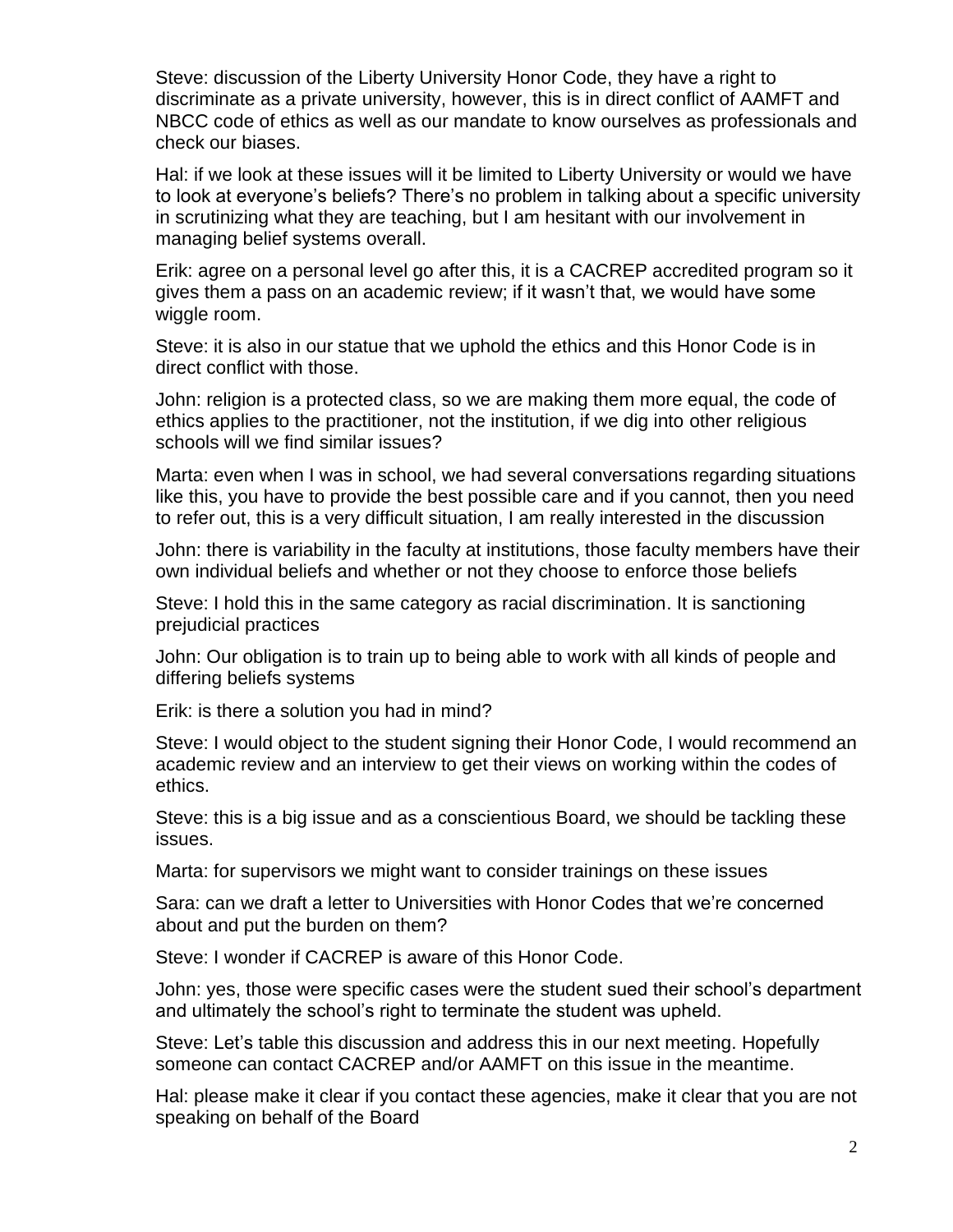Steve: discussion of the Liberty University Honor Code, they have a right to discriminate as a private university, however, this is in direct conflict of AAMFT and NBCC code of ethics as well as our mandate to know ourselves as professionals and check our biases.

Hal: if we look at these issues will it be limited to Liberty University or would we have to look at everyone's beliefs? There's no problem in talking about a specific university in scrutinizing what they are teaching, but I am hesitant with our involvement in managing belief systems overall.

Erik: agree on a personal level go after this, it is a CACREP accredited program so it gives them a pass on an academic review; if it wasn't that, we would have some wiggle room.

Steve: it is also in our statue that we uphold the ethics and this Honor Code is in direct conflict with those.

John: religion is a protected class, so we are making them more equal, the code of ethics applies to the practitioner, not the institution, if we dig into other religious schools will we find similar issues?

Marta: even when I was in school, we had several conversations regarding situations like this, you have to provide the best possible care and if you cannot, then you need to refer out, this is a very difficult situation, I am really interested in the discussion

John: there is variability in the faculty at institutions, those faculty members have their own individual beliefs and whether or not they choose to enforce those beliefs

Steve: I hold this in the same category as racial discrimination. It is sanctioning prejudicial practices

John: Our obligation is to train up to being able to work with all kinds of people and differing beliefs systems

Erik: is there a solution you had in mind?

Steve: I would object to the student signing their Honor Code, I would recommend an academic review and an interview to get their views on working within the codes of ethics.

Steve: this is a big issue and as a conscientious Board, we should be tackling these issues.

Marta: for supervisors we might want to consider trainings on these issues

Sara: can we draft a letter to Universities with Honor Codes that we're concerned about and put the burden on them?

Steve: I wonder if CACREP is aware of this Honor Code.

John: yes, those were specific cases were the student sued their school's department and ultimately the school's right to terminate the student was upheld.

Steve: Let's table this discussion and address this in our next meeting. Hopefully someone can contact CACREP and/or AAMFT on this issue in the meantime.

Hal: please make it clear if you contact these agencies, make it clear that you are not speaking on behalf of the Board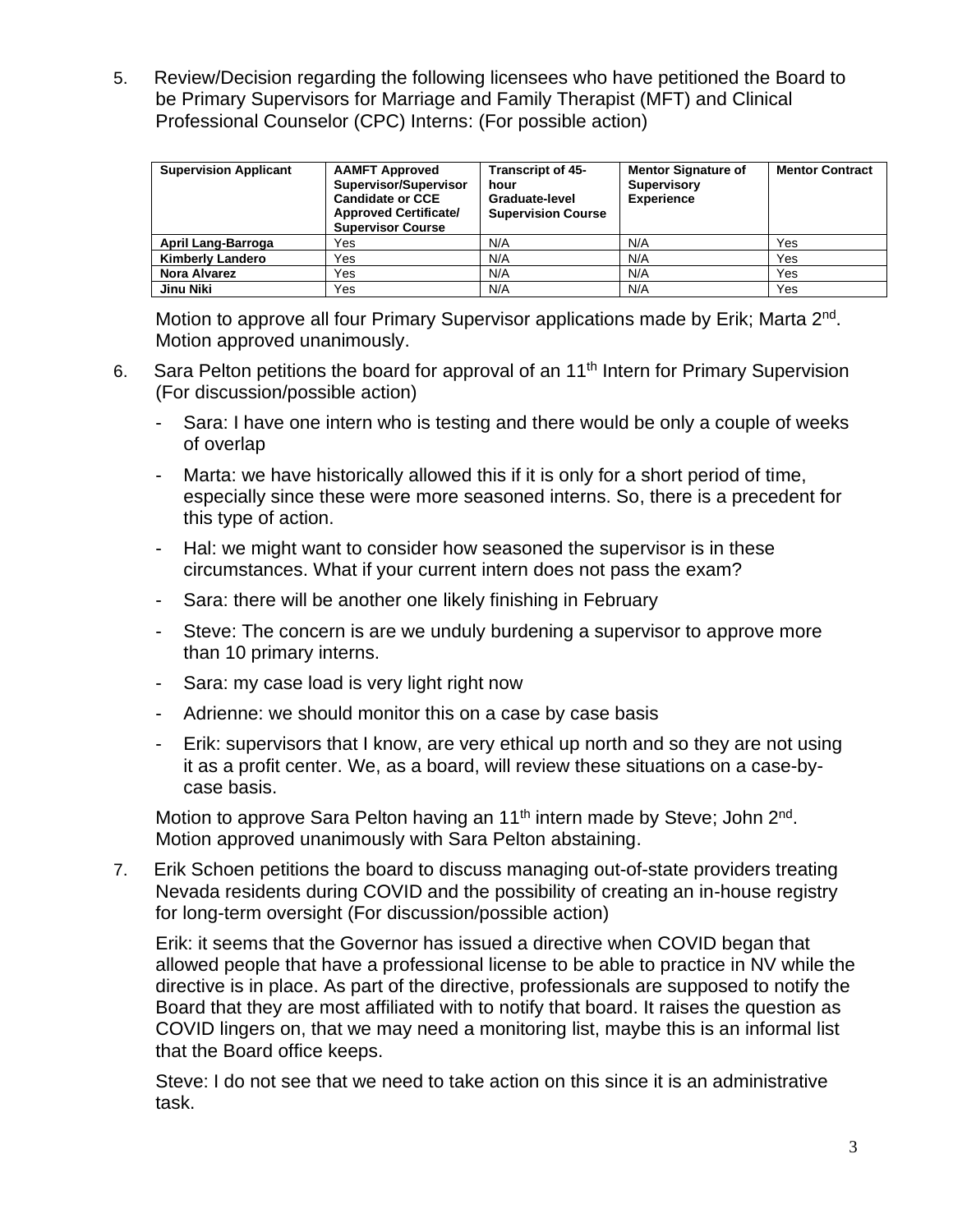5. Review/Decision regarding the following licensees who have petitioned the Board to be Primary Supervisors for Marriage and Family Therapist (MFT) and Clinical Professional Counselor (CPC) Interns: (For possible action)

| Supervision Applicant | AAMFT Approved Supervisor/Supervisor Candidate or CCE Approved Certificate/ Supervisor Course | Transcript of 45-hour Graduate-level Supervision Course | Mentor Signature of Supervisory Experience | Mentor Contract |
|---|---|---|---|---|
| **April Lang-Barroga** | Yes | N/A | N/A | Yes |
| **Kimberly Landero** | Yes | N/A | N/A | Yes |
| **Nora Alvarez** | Yes | N/A | N/A | Yes |
| **Jinu Niki** | Yes | N/A | N/A | Yes |

Motion to approve all four Primary Supervisor applications made by Erik; Marta 2nd. Motion approved unanimously.

6. Sara Pelton petitions the board for approval of an 11th Intern for Primary Supervision (For discussion/possible action)

- Sara: I have one intern who is testing and there would be only a couple of weeks of overlap
- Marta: we have historically allowed this if it is only for a short period of time, especially since these were more seasoned interns. So, there is a precedent for this type of action.
- Hal: we might want to consider how seasoned the supervisor is in these circumstances. What if your current intern does not pass the exam?
- Sara: there will be another one likely finishing in February
- Steve: The concern is are we unduly burdening a supervisor to approve more than 10 primary interns.
- Sara: my case load is very light right now
- Adrienne: we should monitor this on a case by case basis
- Erik: supervisors that I know, are very ethical up north and so they are not using it as a profit center. We, as a board, will review these situations on a case-by-case basis.

Motion to approve Sara Pelton having an 11th intern made by Steve; John 2nd. Motion approved unanimously with Sara Pelton abstaining.

7. Erik Schoen petitions the board to discuss managing out-of-state providers treating Nevada residents during COVID and the possibility of creating an in-house registry for long-term oversight (For discussion/possible action)

Erik: it seems that the Governor has issued a directive when COVID began that allowed people that have a professional license to be able to practice in NV while the directive is in place. As part of the directive, professionals are supposed to notify the Board that they are most affiliated with to notify that board. It raises the question as COVID lingers on, that we may need a monitoring list, maybe this is an informal list that the Board office keeps.

Steve: I do not see that we need to take action on this since it is an administrative task.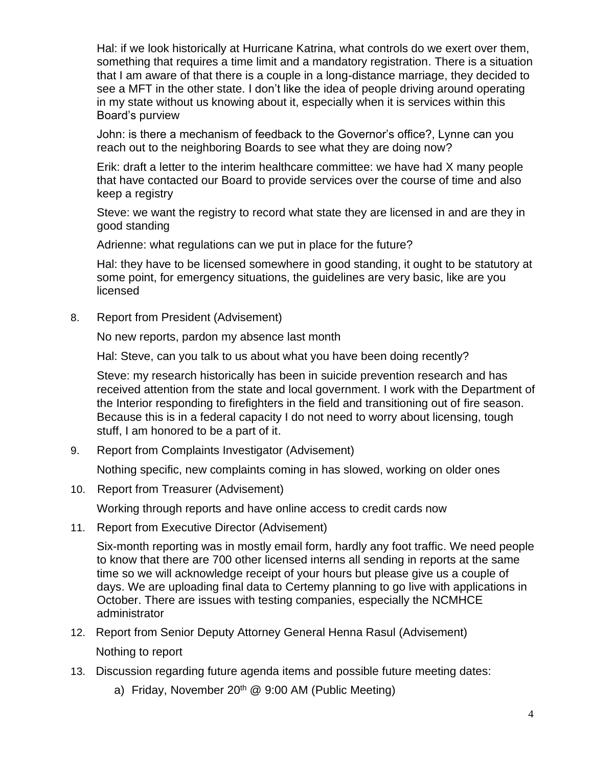Hal: if we look historically at Hurricane Katrina, what controls do we exert over them, something that requires a time limit and a mandatory registration. There is a situation that I am aware of that there is a couple in a long-distance marriage, they decided to see a MFT in the other state. I don't like the idea of people driving around operating in my state without us knowing about it, especially when it is services within this Board's purview

John: is there a mechanism of feedback to the Governor's office?, Lynne can you reach out to the neighboring Boards to see what they are doing now?

Erik: draft a letter to the interim healthcare committee: we have had X many people that have contacted our Board to provide services over the course of time and also keep a registry

Steve: we want the registry to record what state they are licensed in and are they in good standing

Adrienne: what regulations can we put in place for the future?

Hal: they have to be licensed somewhere in good standing, it ought to be statutory at some point, for emergency situations, the guidelines are very basic, like are you licensed

8. Report from President (Advisement)

   No new reports, pardon my absence last month

   Hal: Steve, can you talk to us about what you have been doing recently?

   Steve: my research historically has been in suicide prevention research and has received attention from the state and local government. I work with the Department of the Interior responding to firefighters in the field and transitioning out of fire season. Because this is in a federal capacity I do not need to worry about licensing, tough stuff, I am honored to be a part of it.

9. Report from Complaints Investigator (Advisement)

   Nothing specific, new complaints coming in has slowed, working on older ones

10. Report from Treasurer (Advisement)

    Working through reports and have online access to credit cards now

11. Report from Executive Director (Advisement)

    Six-month reporting was in mostly email form, hardly any foot traffic. We need people to know that there are 700 other licensed interns all sending in reports at the same time so we will acknowledge receipt of your hours but please give us a couple of days. We are uploading final data to Certemy planning to go live with applications in October. There are issues with testing companies, especially the NCMHCE administrator

12. Report from Senior Deputy Attorney General Henna Rasul (Advisement)

    Nothing to report

13. Discussion regarding future agenda items and possible future meeting dates:

    a) Friday, November 20th @ 9:00 AM (Public Meeting)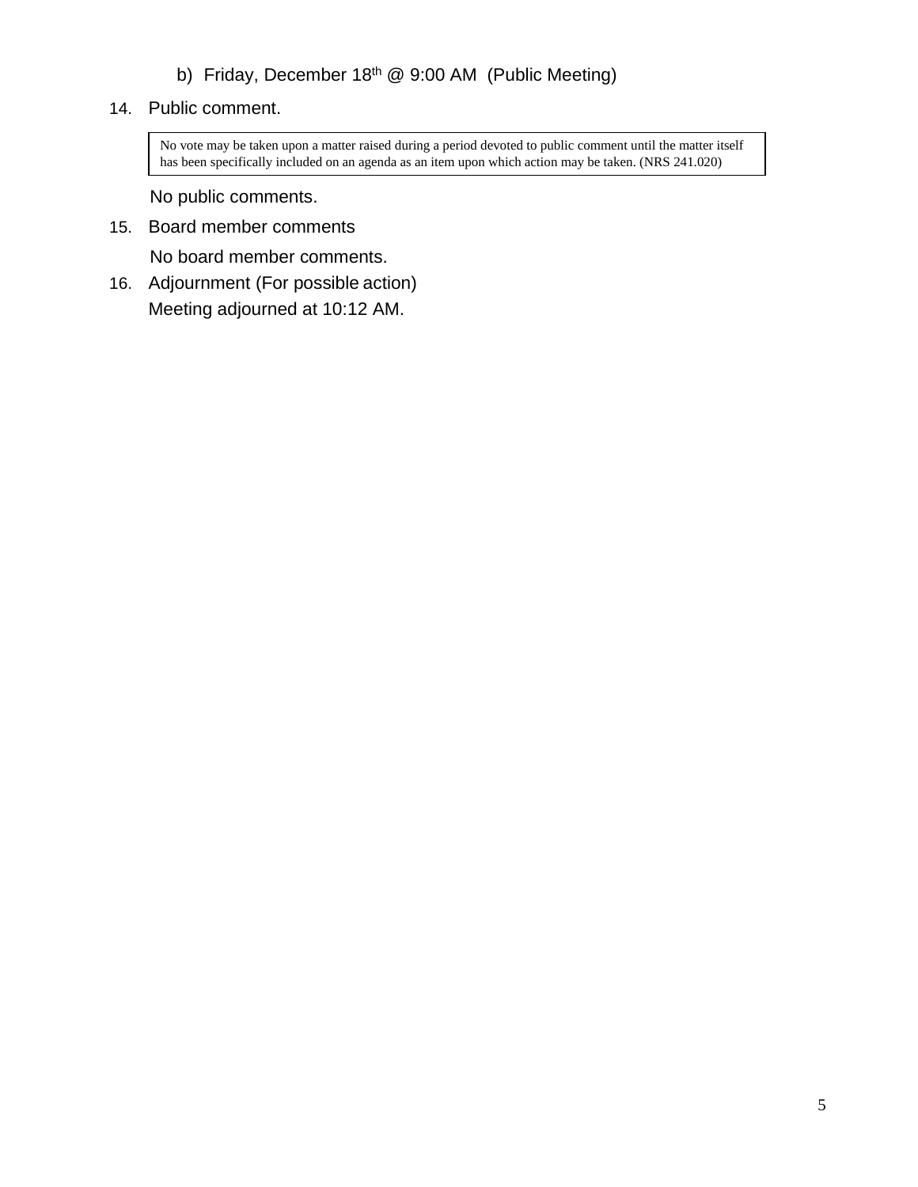b) Friday, December 18th @ 9:00 AM (Public Meeting)

14. Public comment.

> No vote may be taken upon a matter raised during a period devoted to public comment until the matter itself has been specifically included on an agenda as an item upon which action may be taken. (NRS 241.020)

No public comments.

15. Board member comments

No board member comments.

16. Adjournment (For possible action)

Meeting adjourned at 10:12 AM.